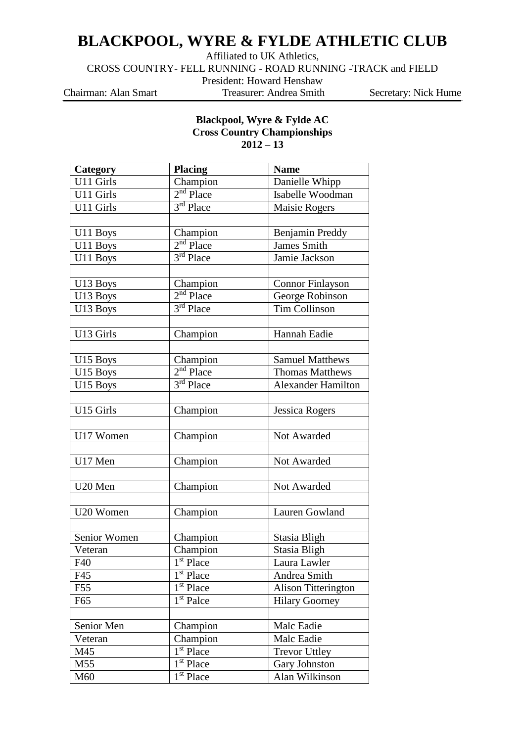# BLACKPOOL, WYRE & FYLDE ATHLETIC CLUB

Affiliated to UK Athletics,

CROSS COUNTRY- FELL RUNNING - ROAD RUNNING -TRACK and FIELD

President: Howard Henshaw

Chairman: Alan Smart Treasurer: Andrea Smith Secretary: Nick Hume

**Blackpool, Wyre & Fylde AC**
**Cross Country Championships**
**2012 – 13**

| Category | Placing | Name |
|---|---|---|
| U11 Girls | Champion | Danielle Whipp |
| U11 Girls | 2nd Place | Isabelle Woodman |
| U11 Girls | 3rd Place | Maisie Rogers |
| | | |
| U11 Boys | Champion | Benjamin Preddy |
| U11 Boys | 2nd Place | James Smith |
| U11 Boys | 3rd Place | Jamie Jackson |
| | | |
| U13 Boys | Champion | Connor Finlayson |
| U13 Boys | 2nd Place | George Robinson |
| U13 Boys | 3rd Place | Tim Collinson |
| | | |
| U13 Girls | Champion | Hannah Eadie |
| | | |
| U15 Boys | Champion | Samuel Matthews |
| U15 Boys | 2nd Place | Thomas Matthews |
| U15 Boys | 3rd Place | Alexander Hamilton |
| | | |
| U15 Girls | Champion | Jessica Rogers |
| | | |
| U17 Women | Champion | Not Awarded |
| | | |
| U17 Men | Champion | Not Awarded |
| | | |
| U20 Men | Champion | Not Awarded |
| | | |
| U20 Women | Champion | Lauren Gowland |
| | | |
| Senior Women | Champion | Stasia Bligh |
| Veteran | Champion | Stasia Bligh |
| F40 | 1st Place | Laura Lawler |
| F45 | 1st Place | Andrea Smith |
| F55 | 1st Place | Alison Titterington |
| F65 | 1st Palce | Hilary Goorney |
| | | |
| Senior Men | Champion | Malc Eadie |
| Veteran | Champion | Malc Eadie |
| M45 | 1st Place | Trevor Uttley |
| M55 | 1st Place | Gary Johnston |
| M60 | 1st Place | Alan Wilkinson |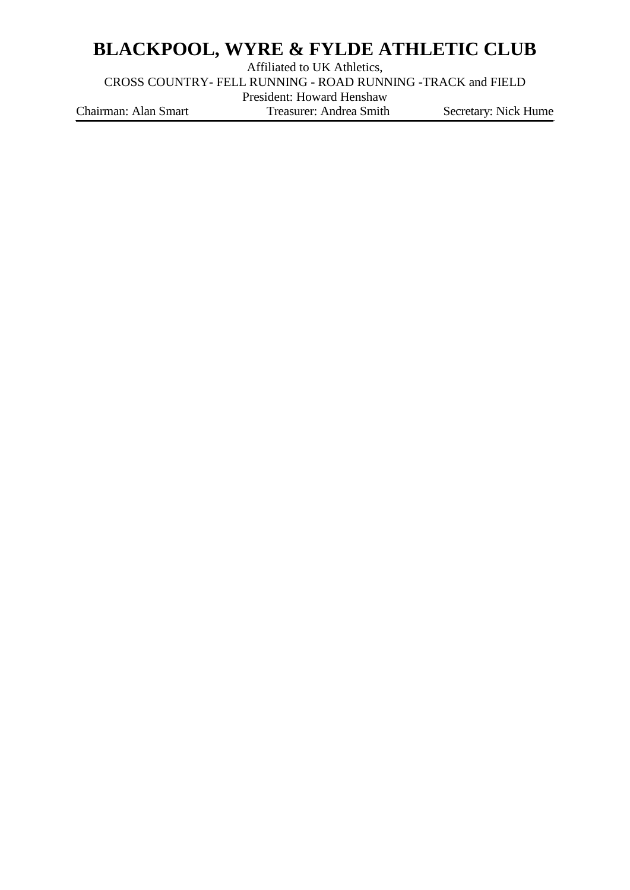# BLACKPOOL, WYRE & FYLDE ATHLETIC CLUB

Affiliated to UK Athletics,

CROSS COUNTRY- FELL RUNNING - ROAD RUNNING -TRACK and FIELD

President: Howard Henshaw

Chairman: Alan Smart　　　Treasurer: Andrea Smith　　　Secretary: Nick Hume